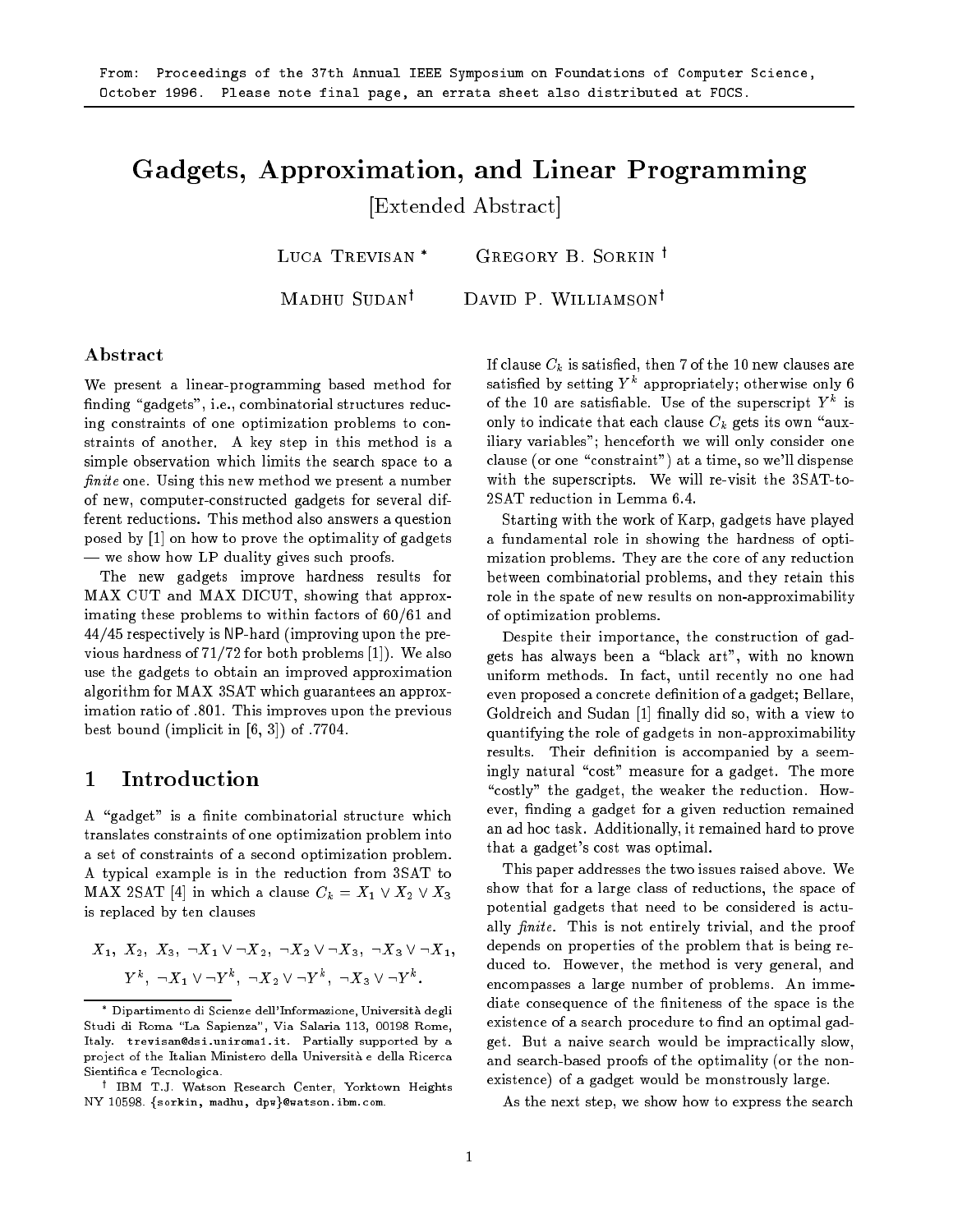From: Proceedings of the 37th Annual IEEE Symposium on Foundations of Computer Science, October 1996. Please note final page, an errata sheet also distributed at FOCS.

# Gadgets, Approximation, and Linear Programming

[Extended Abstract]

Luca Trevisan * Gregory B. Sorkin † Madhu Sudan† David P. Williamson†

## Abstract

We present a linear-programming based method for finding "gadgets", i.e., combinatorial structures reducing constraints of one optimization problems to constraints of another. A key step in this method is a simple observation which limits the search space to a *finite* one. Using this new method we present a number of new, computer-constructed gadgets for several different reductions. This method also answers a question posed by [1] on how to prove the optimality of gadgets — we show how LP duality gives such proofs.

The new gadgets improve hardness results for MAX CUT and MAX DICUT, showing that approximating these problems to within factors of 60/61 and 44/45 respectively is NP-hard (improving upon the previous hardness of 71/72 for both problems [1]). We also use the gadgets to obtain an improved approximation algorithm for MAX 3SAT which guarantees an approximation ratio of .801. This improves upon the previous best bound (implicit in [6, 3]) of .7704.

## 1 Introduction

A "gadget" is a finite combinatorial structure which translates constraints of one optimization problem into a set of constraints of a second optimization problem. A typical example is in the reduction from 3SAT to MAX 2SAT [4] in which a clause $C_k = X_1 \vee X_2 \vee X_3$ is replaced by ten clauses

$$X_1,\ X_2,\ X_3,\ \neg X_1 \vee \neg X_2,\ \neg X_2 \vee \neg X_3,\ \neg X_3 \vee \neg X_1,$$
$$Y^k,\ \neg X_1 \vee \neg Y^k,\ \neg X_2 \vee \neg Y^k,\ \neg X_3 \vee \neg Y^k.$$

If clause $C_k$ is satisfied, then 7 of the 10 new clauses are satisfied by setting $Y^k$ appropriately; otherwise only 6 of the 10 are satisfiable. Use of the superscript $Y^k$ is only to indicate that each clause $C_k$ gets its own "auxiliary variables"; henceforth we will only consider one clause (or one "constraint") at a time, so we'll dispense with the superscripts. We will re-visit the 3SAT-to-2SAT reduction in Lemma 6.4.

Starting with the work of Karp, gadgets have played a fundamental role in showing the hardness of optimization problems. They are the core of any reduction between combinatorial problems, and they retain this role in the spate of new results on non-approximability of optimization problems.

Despite their importance, the construction of gadgets has always been a "black art", with no known uniform methods. In fact, until recently no one had even proposed a concrete definition of a gadget; Bellare, Goldreich and Sudan [1] finally did so, with a view to quantifying the role of gadgets in non-approximability results. Their definition is accompanied by a seemingly natural "cost" measure for a gadget. The more "costly" the gadget, the weaker the reduction. However, finding a gadget for a given reduction remained an ad hoc task. Additionally, it remained hard to prove that a gadget's cost was optimal.

This paper addresses the two issues raised above. We show that for a large class of reductions, the space of potential gadgets that need to be considered is actually *finite*. This is not entirely trivial, and the proof depends on properties of the problem that is being reduced to. However, the method is very general, and encompasses a large number of problems. An immediate consequence of the finiteness of the space is the existence of a search procedure to find an optimal gadget. But a naive search would be impractically slow, and search-based proofs of the optimality (or the nonexistence) of a gadget would be monstrously large.

As the next step, we show how to express the search

* Dipartimento di Scienze dell'Informazione, Università degli Studi di Roma "La Sapienza", Via Salaria 113, 00198 Rome, Italy. trevisan@dsi.uniroma1.it. Partially supported by a project of the Italian Ministero della Università e della Ricerca Sientifica e Tecnologica.

† IBM T.J. Watson Research Center, Yorktown Heights NY 10598. {sorkin, madhu, dpw}@watson.ibm.com.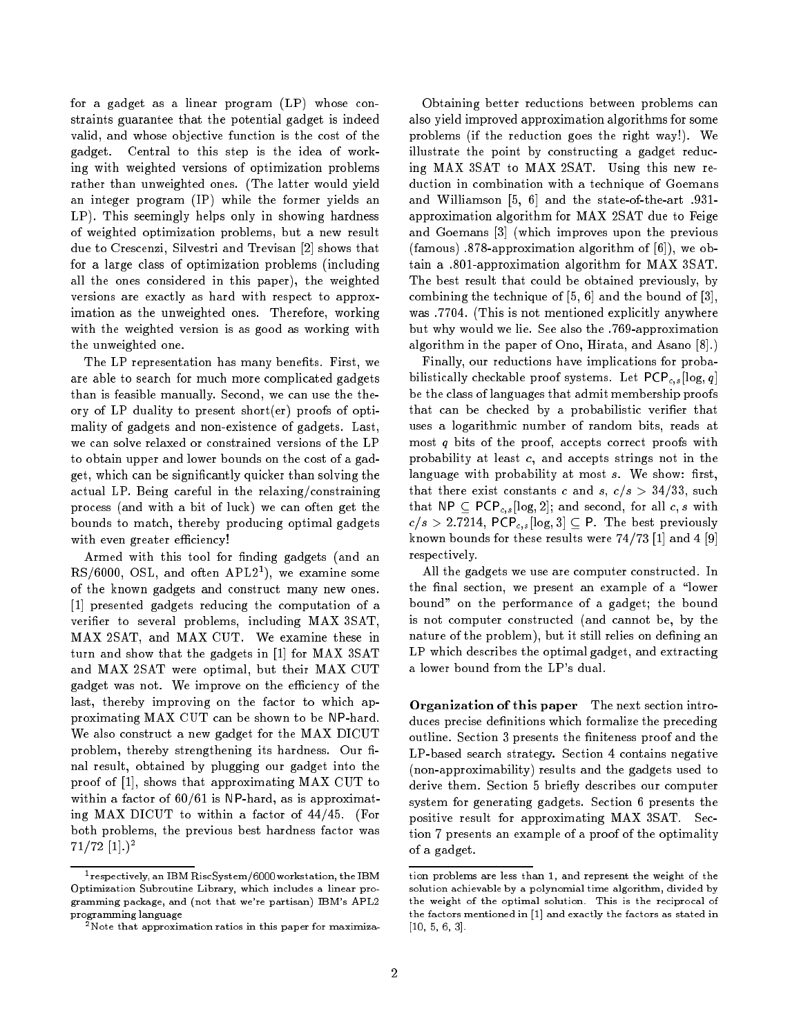for a gadget as a linear program (LP) whose constraints guarantee that the potential gadget is indeed valid, and whose objective function is the cost of the gadget. Central to this step is the idea of working with weighted versions of optimization problems rather than unweighted ones. (The latter would yield an integer program (IP) while the former yields an LP). This seemingly helps only in showing hardness of weighted optimization problems, but a new result due to Crescenzi, Silvestri and Trevisan [2] shows that for a large class of optimization problems (including all the ones considered in this paper), the weighted versions are exactly as hard with respect to approximation as the unweighted ones. Therefore, working with the weighted version is as good as working with the unweighted one.

The LP representation has many benefits. First, we are able to search for much more complicated gadgets than is feasible manually. Second, we can use the theory of LP duality to present short(er) proofs of optimality of gadgets and non-existence of gadgets. Last, we can solve relaxed or constrained versions of the LP to obtain upper and lower bounds on the cost of a gadget, which can be significantly quicker than solving the actual LP. Being careful in the relaxing/constraining process (and with a bit of luck) we can often get the bounds to match, thereby producing optimal gadgets with even greater efficiency!

Armed with this tool for finding gadgets (and an RS/6000, OSL, and often APL2[1]), we examine some of the known gadgets and construct many new ones. [1] presented gadgets reducing the computation of a verifier to several problems, including MAX 3SAT, MAX 2SAT, and MAX CUT. We examine these in turn and show that the gadgets in [1] for MAX 3SAT and MAX 2SAT were optimal, but their MAX CUT gadget was not. We improve on the efficiency of the last, thereby improving on the factor to which approximating MAX CUT can be shown to be NP-hard. We also construct a new gadget for the MAX DICUT problem, thereby strengthening its hardness. Our final result, obtained by plugging our gadget into the proof of [1], shows that approximating MAX CUT to within a factor of 60/61 is NP-hard, as is approximating MAX DICUT to within a factor of 44/45. (For both problems, the previous best hardness factor was 71/72 [1].)[2]

Obtaining better reductions between problems can also yield improved approximation algorithms for some problems (if the reduction goes the right way!). We illustrate the point by constructing a gadget reducing MAX 3SAT to MAX 2SAT. Using this new reduction in combination with a technique of Goemans and Williamson [5, 6] and the state-of-the-art .931-approximation algorithm for MAX 2SAT due to Feige and Goemans [3] (which improves upon the previous (famous) .878-approximation algorithm of [6]), we obtain a .801-approximation algorithm for MAX 3SAT. The best result that could be obtained previously, by combining the technique of [5, 6] and the bound of [3], was .7704. (This is not mentioned explicitly anywhere but why would we lie. See also the .769-approximation algorithm in the paper of Ono, Hirata, and Asano [8].)

Finally, our reductions have implications for probabilistically checkable proof systems. Let $\mathsf{PCP}_{c,s}[\log, q]$ be the class of languages that admit membership proofs that can be checked by a probabilistic verifier that uses a logarithmic number of random bits, reads at most $q$ bits of the proof, accepts correct proofs with probability at least $c$, and accepts strings not in the language with probability at most $s$. We show: first, that there exist constants $c$ and $s$, $c/s > 34/33$, such that $\mathsf{NP} \subseteq \mathsf{PCP}_{c,s}[\log, 2]$; and second, for all $c, s$ with $c/s > 2.7214$, $\mathsf{PCP}_{c,s}[\log, 3] \subseteq \mathsf{P}$. The best previously known bounds for these results were 74/73 [1] and 4 [9] respectively.

All the gadgets we use are computer constructed. In the final section, we present an example of a "lower bound" on the performance of a gadget; the bound is not computer constructed (and cannot be, by the nature of the problem), but it still relies on defining an LP which describes the optimal gadget, and extracting a lower bound from the LP's dual.

**Organization of this paper** The next section introduces precise definitions which formalize the preceding outline. Section 3 presents the finiteness proof and the LP-based search strategy. Section 4 contains negative (non-approximability) results and the gadgets used to derive them. Section 5 briefly describes our computer system for generating gadgets. Section 6 presents the positive result for approximating MAX 3SAT. Section 7 presents an example of a proof of the optimality of a gadget.

[1] respectively, an IBM RiscSystem/6000 workstation, the IBM Optimization Subroutine Library, which includes a linear programming package, and (not that we're partisan) IBM's APL2 programming language

[2] Note that approximation ratios in this paper for maximization problems are less than 1, and represent the weight of the solution achievable by a polynomial time algorithm, divided by the weight of the optimal solution. This is the reciprocal of the factors mentioned in [1] and exactly the factors as stated in [10, 5, 6, 3].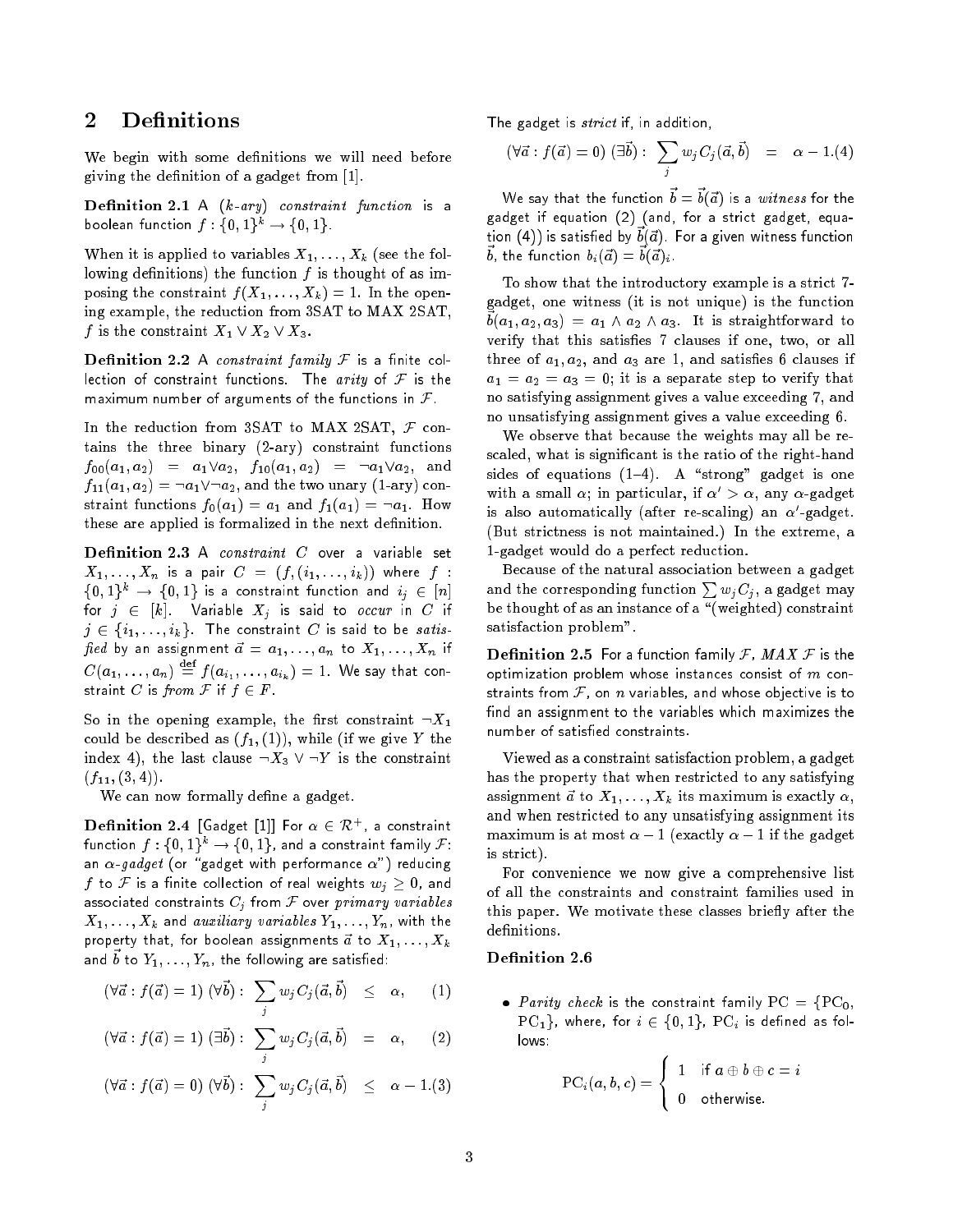## 2 Definitions

We begin with some definitions we will need before giving the definition of a gadget from [1].

**Definition 2.1** A *($k$-ary) constraint function* is a boolean function $f : \{0,1\}^k \to \{0,1\}$.

When it is applied to variables $X_1, \ldots, X_k$ (see the following definitions) the function $f$ is thought of as imposing the constraint $f(X_1, \ldots, X_k) = 1$. In the opening example, the reduction from 3SAT to MAX 2SAT, $f$ is the constraint $X_1 \vee X_2 \vee X_3$.

**Definition 2.2** A *constraint family* $\mathcal{F}$ is a finite collection of constraint functions. The *arity* of $\mathcal{F}$ is the maximum number of arguments of the functions in $\mathcal{F}$.

In the reduction from 3SAT to MAX 2SAT, $\mathcal{F}$ contains the three binary (2-ary) constraint functions $f_{00}(a_1, a_2) = a_1 \vee a_2$, $f_{10}(a_1, a_2) = \neg a_1 \vee a_2$, and $f_{11}(a_1, a_2) = \neg a_1 \vee \neg a_2$, and the two unary (1-ary) constraint functions $f_0(a_1) = a_1$ and $f_1(a_1) = \neg a_1$. How these are applied is formalized in the next definition.

**Definition 2.3** A *constraint* $C$ over a variable set $X_1, \ldots, X_n$ is a pair $C = (f, (i_1, \ldots, i_k))$ where $f : \{0,1\}^k \to \{0,1\}$ is a constraint function and $i_j \in [n]$ for $j \in [k]$. Variable $X_j$ is said to *occur* in $C$ if $j \in \{i_1, \ldots, i_k\}$. The constraint $C$ is said to be *satisfied* by an assignment $\vec{a} = a_1, \ldots, a_n$ to $X_1, \ldots, X_n$ if $C(a_1, \ldots, a_n) \stackrel{\text{def}}{=} f(a_{i_1}, \ldots, a_{i_k}) = 1$. We say that constraint $C$ is *from* $\mathcal{F}$ if $f \in F$.

So in the opening example, the first constraint $\neg X_1$ could be described as $(f_1, (1))$, while (if we give $Y$ the index 4), the last clause $\neg X_3 \vee \neg Y$ is the constraint $(f_{11}, (3, 4))$.

We can now formally define a gadget.

**Definition 2.4** [Gadget [1]] For $\alpha \in \mathcal{R}^+$, a constraint function $f : \{0,1\}^k \to \{0,1\}$, and a constraint family $\mathcal{F}$: an *$\alpha$-gadget* (or "gadget with performance $\alpha$") reducing $f$ to $\mathcal{F}$ is a finite collection of real weights $w_j \geq 0$, and associated constraints $C_j$ from $\mathcal{F}$ over *primary variables* $X_1, \ldots, X_k$ and *auxiliary variables* $Y_1, \ldots, Y_n$, with the property that, for boolean assignments $\vec{a}$ to $X_1, \ldots, X_k$ and $\vec{b}$ to $Y_1, \ldots, Y_n$, the following are satisfied:

$$(\forall \vec{a} : f(\vec{a}) = 1)\ (\forall \vec{b}) : \sum_j w_j C_j(\vec{a}, \vec{b}) \leq \alpha, \quad (1)$$

$$(\forall \vec{a} : f(\vec{a}) = 1)\ (\exists \vec{b}) : \sum_j w_j C_j(\vec{a}, \vec{b}) = \alpha, \quad (2)$$

$$(\forall \vec{a} : f(\vec{a}) = 0)\ (\forall \vec{b}) : \sum_j w_j C_j(\vec{a}, \vec{b}) \leq \alpha - 1. \quad (3)$$

The gadget is *strict* if, in addition,

$$(\forall \vec{a} : f(\vec{a}) = 0)\ (\exists \vec{b}) : \sum_j w_j C_j(\vec{a}, \vec{b}) = \alpha - 1. \quad (4)$$

We say that the function $\vec{b} = \vec{b}(\vec{a})$ is a *witness* for the gadget if equation (2) (and, for a strict gadget, equation (4)) is satisfied by $\vec{b}(\vec{a})$. For a given witness function $\vec{b}$, the function $b_i(\vec{a}) = \vec{b}(\vec{a})_i$.

To show that the introductory example is a strict 7-gadget, one witness (it is not unique) is the function $b(a_1, a_2, a_3) = a_1 \wedge a_2 \wedge a_3$. It is straightforward to verify that this satisfies 7 clauses if one, two, or all three of $a_1, a_2$, and $a_3$ are 1, and satisfies 6 clauses if $a_1 = a_2 = a_3 = 0$; it is a separate step to verify that no satisfying assignment gives a value exceeding 7, and no unsatisfying assignment gives a value exceeding 6.

We observe that because the weights may all be rescaled, what is significant is the ratio of the right-hand sides of equations (1–4). A "strong" gadget is one with a small $\alpha$; in particular, if $\alpha' > \alpha$, any $\alpha$-gadget is also automatically (after re-scaling) an $\alpha'$-gadget. (But strictness is not maintained.) In the extreme, a 1-gadget would do a perfect reduction.

Because of the natural association between a gadget and the corresponding function $\sum w_j C_j$, a gadget may be thought of as an instance of a "(weighted) constraint satisfaction problem".

**Definition 2.5** For a function family $\mathcal{F}$, *MAX $\mathcal{F}$* is the optimization problem whose instances consist of $m$ constraints from $\mathcal{F}$, on $n$ variables, and whose objective is to find an assignment to the variables which maximizes the number of satisfied constraints.

Viewed as a constraint satisfaction problem, a gadget has the property that when restricted to any satisfying assignment $\vec{a}$ to $X_1, \ldots, X_k$ its maximum is exactly $\alpha$, and when restricted to any unsatisfying assignment its maximum is at most $\alpha - 1$ (exactly $\alpha - 1$ if the gadget is strict).

For convenience we now give a comprehensive list of all the constraints and constraint families used in this paper. We motivate these classes briefly after the definitions.

**Definition 2.6**

- *Parity check* is the constraint family $\text{PC} = \{\text{PC}_0, \text{PC}_1\}$, where, for $i \in \{0,1\}$, $\text{PC}_i$ is defined as follows:

$$\text{PC}_i(a, b, c) = \begin{cases} 1 & \text{if } a \oplus b \oplus c = i \\ 0 & \text{otherwise.} \end{cases}$$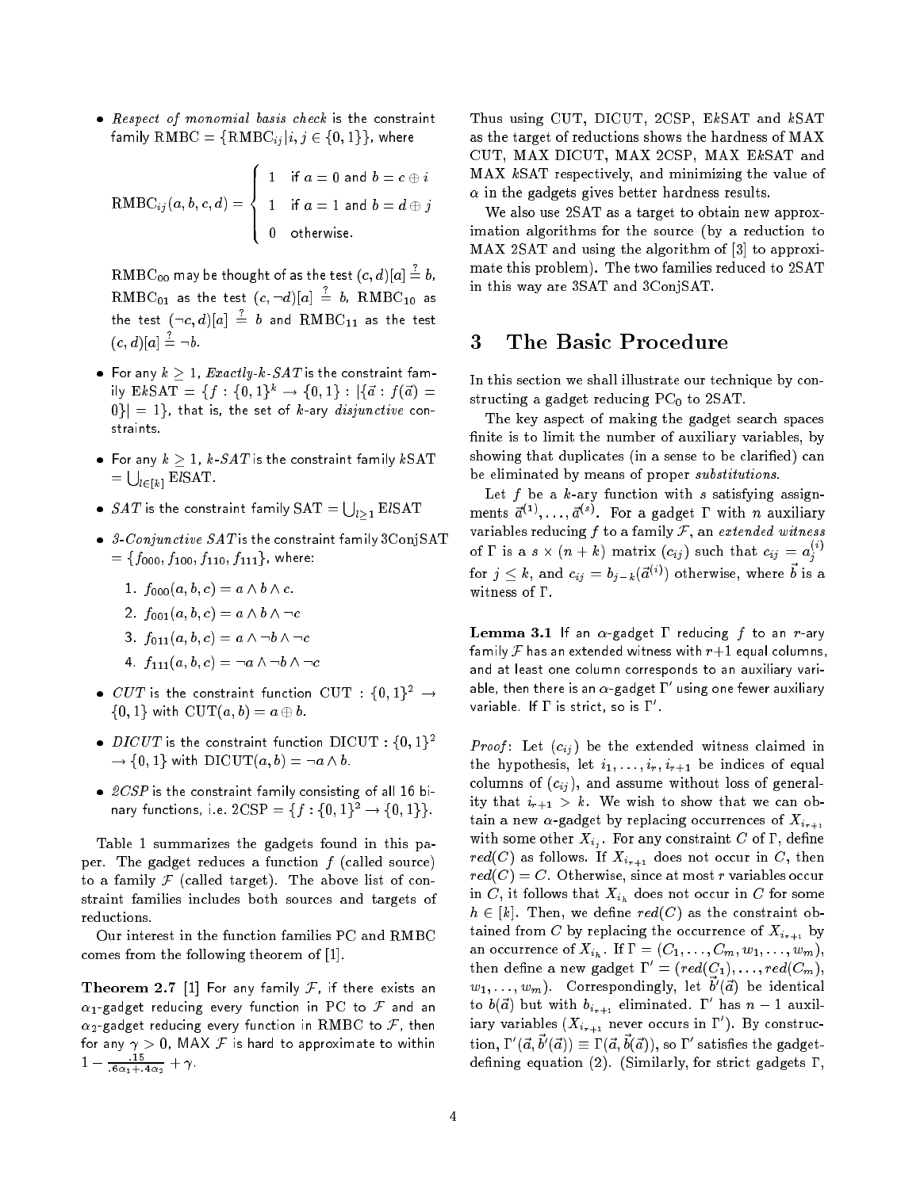- *Respect of monomial basis check* is the constraint family $\text{RMBC} = \{\text{RMBC}_{ij} | i, j \in \{0, 1\}\}$, where

$$\text{RMBC}_{ij}(a, b, c, d) = \begin{cases} 1 & \text{if } a = 0 \text{ and } b = c \oplus i \\ 1 & \text{if } a = 1 \text{ and } b = d \oplus j \\ 0 & \text{otherwise.} \end{cases}$$

$\text{RMBC}_{00}$ may be thought of as the test $(c, d)[a] \stackrel{?}{=} b$, $\text{RMBC}_{01}$ as the test $(c, \neg d)[a] \stackrel{?}{=} b$, $\text{RMBC}_{10}$ as the test $(\neg c, d)[a] \stackrel{?}{=} b$ and $\text{RMBC}_{11}$ as the test $(c, d)[a] \stackrel{?}{=} \neg b$.

- For any $k \geq 1$, *Exactly-k-SAT* is the constraint family $\text{E}k\text{SAT} = \{f : \{0, 1\}^k \to \{0, 1\} : |\{\vec{a} : f(\vec{a}) = 0\}| = 1\}$, that is, the set of $k$-ary *disjunctive* constraints.

- For any $k \geq 1$, *k-SAT* is the constraint family $k\text{SAT} = \bigcup_{l \in [k]} \text{E}l\text{SAT}$.

- *SAT* is the constraint family $\text{SAT} = \bigcup_{l \geq 1} \text{E}l\text{SAT}$

- *3-Conjunctive SAT* is the constraint family 3ConjSAT $= \{f_{000}, f_{100}, f_{110}, f_{111}\}$, where:
  1. $f_{000}(a, b, c) = a \wedge b \wedge c$.
  2. $f_{001}(a, b, c) = a \wedge b \wedge \neg c$
  3. $f_{011}(a, b, c) = a \wedge \neg b \wedge \neg c$
  4. $f_{111}(a, b, c) = \neg a \wedge \neg b \wedge \neg c$

- *CUT* is the constraint function $\text{CUT} : \{0, 1\}^2 \to \{0, 1\}$ with $\text{CUT}(a, b) = a \oplus b$.

- *DICUT* is the constraint function $\text{DICUT} : \{0, 1\}^2 \to \{0, 1\}$ with $\text{DICUT}(a, b) = \neg a \wedge b$.

- *2CSP* is the constraint family consisting of all 16 binary functions, i.e. $2\text{CSP} = \{f : \{0, 1\}^2 \to \{0, 1\}\}$.

Table 1 summarizes the gadgets found in this paper. The gadget reduces a function $f$ (called source) to a family $\mathcal{F}$ (called target). The above list of constraint families includes both sources and targets of reductions.

Our interest in the function families PC and RMBC comes from the following theorem of [1].

**Theorem 2.7** [1] For any family $\mathcal{F}$, if there exists an $\alpha_1$-gadget reducing every function in PC to $\mathcal{F}$ and an $\alpha_2$-gadget reducing every function in RMBC to $\mathcal{F}$, then for any $\gamma > 0$, MAX $\mathcal{F}$ is hard to approximate to within $1 - \frac{.15}{.6\alpha_1 + .4\alpha_2} + \gamma$.

Thus using CUT, DICUT, 2CSP, E$k$SAT and $k$SAT as the target of reductions shows the hardness of MAX CUT, MAX DICUT, MAX 2CSP, MAX E$k$SAT and MAX $k$SAT respectively, and minimizing the value of $\alpha$ in the gadgets gives better hardness results.

We also use 2SAT as a target to obtain new approximation algorithms for the source (by a reduction to MAX 2SAT and using the algorithm of [3] to approximate this problem). The two families reduced to 2SAT in this way are 3SAT and 3ConjSAT.

## 3 The Basic Procedure

In this section we shall illustrate our technique by constructing a gadget reducing $\text{PC}_0$ to 2SAT.

The key aspect of making the gadget search spaces finite is to limit the number of auxiliary variables, by showing that duplicates (in a sense to be clarified) can be eliminated by means of proper *substitutions*.

Let $f$ be a $k$-ary function with $s$ satisfying assignments $\vec{a}^{(1)}, \ldots, \vec{a}^{(s)}$. For a gadget $\Gamma$ with $n$ auxiliary variables reducing $f$ to a family $\mathcal{F}$, an *extended witness* of $\Gamma$ is a $s \times (n + k)$ matrix $(c_{ij})$ such that $c_{ij} = a_j^{(i)}$ for $j \leq k$, and $c_{ij} = b_{j-k}(\vec{a}^{(i)})$ otherwise, where $\vec{b}$ is a witness of $\Gamma$.

**Lemma 3.1** If an $\alpha$-gadget $\Gamma$ reducing $f$ to an $r$-ary family $\mathcal{F}$ has an extended witness with $r+1$ equal columns, and at least one column corresponds to an auxiliary variable, then there is an $\alpha$-gadget $\Gamma'$ using one fewer auxiliary variable. If $\Gamma$ is strict, so is $\Gamma'$.

*Proof*: Let $(c_{ij})$ be the extended witness claimed in the hypothesis, let $i_1, \ldots, i_r, i_{r+1}$ be indices of equal columns of $(c_{ij})$, and assume without loss of generality that $i_{r+1} > k$. We wish to show that we can obtain a new $\alpha$-gadget by replacing occurrences of $X_{i_{r+1}}$ with some other $X_{i_j}$. For any constraint $C$ of $\Gamma$, define $red(C)$ as follows. If $X_{i_{r+1}}$ does not occur in $C$, then $red(C) = C$. Otherwise, since at most $r$ variables occur in $C$, it follows that $X_{i_h}$ does not occur in $C$ for some $h \in [k]$. Then, we define $red(C)$ as the constraint obtained from $C$ by replacing the occurrence of $X_{i_{r+1}}$ by an occurrence of $X_{i_h}$. If $\Gamma = (C_1, \ldots, C_m, w_1, \ldots, w_m)$, then define a new gadget $\Gamma' = (red(C_1), \ldots, red(C_m), w_1, \ldots, w_m)$. Correspondingly, let $\vec{b}'(\vec{a})$ be identical to $b(\vec{a})$ but with $b_{i_{r+1}}$ eliminated. $\Gamma'$ has $n-1$ auxiliary variables ($X_{i_{r+1}}$ never occurs in $\Gamma'$). By construction, $\Gamma'(\vec{a}, \vec{b}'(\vec{a})) \equiv \Gamma(\vec{a}, \vec{b}(\vec{a}))$, so $\Gamma'$ satisfies the gadget-defining equation (2). (Similarly, for strict gadgets $\Gamma$,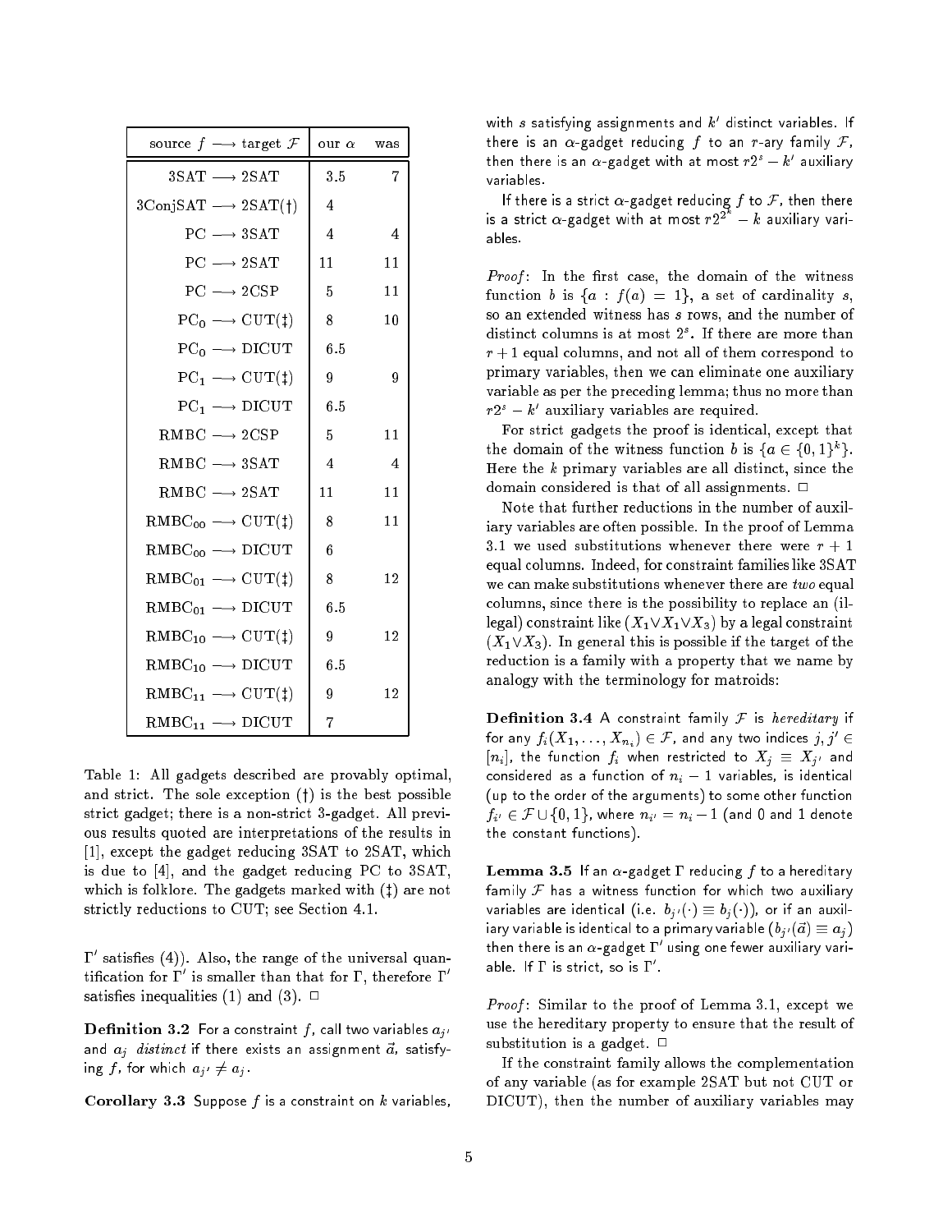| source $f \longrightarrow$ target $\mathcal{F}$ | our $\alpha$ | was |
|---|---|---|
| 3SAT $\longrightarrow$ 2SAT | 3.5 | 7 |
| 3ConjSAT $\longrightarrow$ 2SAT(†) | 4 | |
| PC $\longrightarrow$ 3SAT | 4 | 4 |
| PC $\longrightarrow$ 2SAT | 11 | 11 |
| PC $\longrightarrow$ 2CSP | 5 | 11 |
| $\mathrm{PC}_0 \longrightarrow$ CUT(‡) | 8 | 10 |
| $\mathrm{PC}_0 \longrightarrow$ DICUT | 6.5 | |
| $\mathrm{PC}_1 \longrightarrow$ CUT(‡) | 9 | 9 |
| $\mathrm{PC}_1 \longrightarrow$ DICUT | 6.5 | |
| RMBC $\longrightarrow$ 2CSP | 5 | 11 |
| RMBC $\longrightarrow$ 3SAT | 4 | 4 |
| RMBC $\longrightarrow$ 2SAT | 11 | 11 |
| $\mathrm{RMBC}_{00} \longrightarrow$ CUT(‡) | 8 | 11 |
| $\mathrm{RMBC}_{00} \longrightarrow$ DICUT | 6 | |
| $\mathrm{RMBC}_{01} \longrightarrow$ CUT(‡) | 8 | 12 |
| $\mathrm{RMBC}_{01} \longrightarrow$ DICUT | 6.5 | |
| $\mathrm{RMBC}_{10} \longrightarrow$ CUT(‡) | 9 | 12 |
| $\mathrm{RMBC}_{10} \longrightarrow$ DICUT | 6.5 | |
| $\mathrm{RMBC}_{11} \longrightarrow$ CUT(‡) | 9 | 12 |
| $\mathrm{RMBC}_{11} \longrightarrow$ DICUT | 7 | |

Table 1: All gadgets described are provably optimal, and strict. The sole exception (†) is the best possible strict gadget; there is a non-strict 3-gadget. All previous results quoted are interpretations of the results in [1], except the gadget reducing 3SAT to 2SAT, which is due to [4], and the gadget reducing PC to 3SAT, which is folklore. The gadgets marked with (‡) are not strictly reductions to CUT; see Section 4.1.

$\Gamma'$ satisfies (4)). Also, the range of the universal quantification for $\Gamma'$ is smaller than that for $\Gamma$, therefore $\Gamma'$ satisfies inequalities (1) and (3). $\Box$

**Definition 3.2** For a constraint $f$, call two variables $a_{j'}$ and $a_j$ *distinct* if there exists an assignment $\vec{a}$, satisfying $f$, for which $a_{j'} \neq a_j$.

**Corollary 3.3** Suppose $f$ is a constraint on $k$ variables, with $s$ satisfying assignments and $k'$ distinct variables. If there is an $\alpha$-gadget reducing $f$ to an $r$-ary family $\mathcal{F}$, then there is an $\alpha$-gadget with at most $r2^s - k'$ auxiliary variables.

If there is a strict $\alpha$-gadget reducing $f$ to $\mathcal{F}$, then there is a strict $\alpha$-gadget with at most $r2^{2^k} - k$ auxiliary variables.

*Proof*: In the first case, the domain of the witness function $b$ is $\{a : f(a) = 1\}$, a set of cardinality $s$, so an extended witness has $s$ rows, and the number of distinct columns is at most $2^s$. If there are more than $r+1$ equal columns, and not all of them correspond to primary variables, then we can eliminate one auxiliary variable as per the preceding lemma; thus no more than $r2^s - k'$ auxiliary variables are required.

For strict gadgets the proof is identical, except that the domain of the witness function $b$ is $\{a \in \{0,1\}^k\}$. Here the $k$ primary variables are all distinct, since the domain considered is that of all assignments. $\Box$

Note that further reductions in the number of auxiliary variables are often possible. In the proof of Lemma 3.1 we used substitutions whenever there were $r+1$ equal columns. Indeed, for constraint families like 3SAT we can make substitutions whenever there are *two* equal columns, since there is the possibility to replace an (illegal) constraint like $(X_1 \vee X_1 \vee X_3)$ by a legal constraint $(X_1 \vee X_3)$. In general this is possible if the target of the reduction is a family with a property that we name by analogy with the terminology for matroids:

**Definition 3.4** A constraint family $\mathcal{F}$ is *hereditary* if for any $f_i(X_1, \ldots, X_{n_i}) \in \mathcal{F}$, and any two indices $j, j' \in [n_i]$, the function $f_i$ when restricted to $X_j \equiv X_{j'}$ and considered as a function of $n_i - 1$ variables, is identical (up to the order of the arguments) to some other function $f_{i'} \in \mathcal{F} \cup \{0,1\}$, where $n_{i'} = n_i - 1$ (and 0 and 1 denote the constant functions).

**Lemma 3.5** If an $\alpha$-gadget $\Gamma$ reducing $f$ to a hereditary family $\mathcal{F}$ has a witness function for which two auxiliary variables are identical (i.e. $b_{j'}(\cdot) \equiv b_j(\cdot)$), or if an auxiliary variable is identical to a primary variable ($b_{j'}(\vec{a}) \equiv a_j$) then there is an $\alpha$-gadget $\Gamma'$ using one fewer auxiliary variable. If $\Gamma$ is strict, so is $\Gamma'$.

*Proof*: Similar to the proof of Lemma 3.1, except we use the hereditary property to ensure that the result of substitution is a gadget. $\Box$

If the constraint family allows the complementation of any variable (as for example 2SAT but not CUT or DICUT), then the number of auxiliary variables may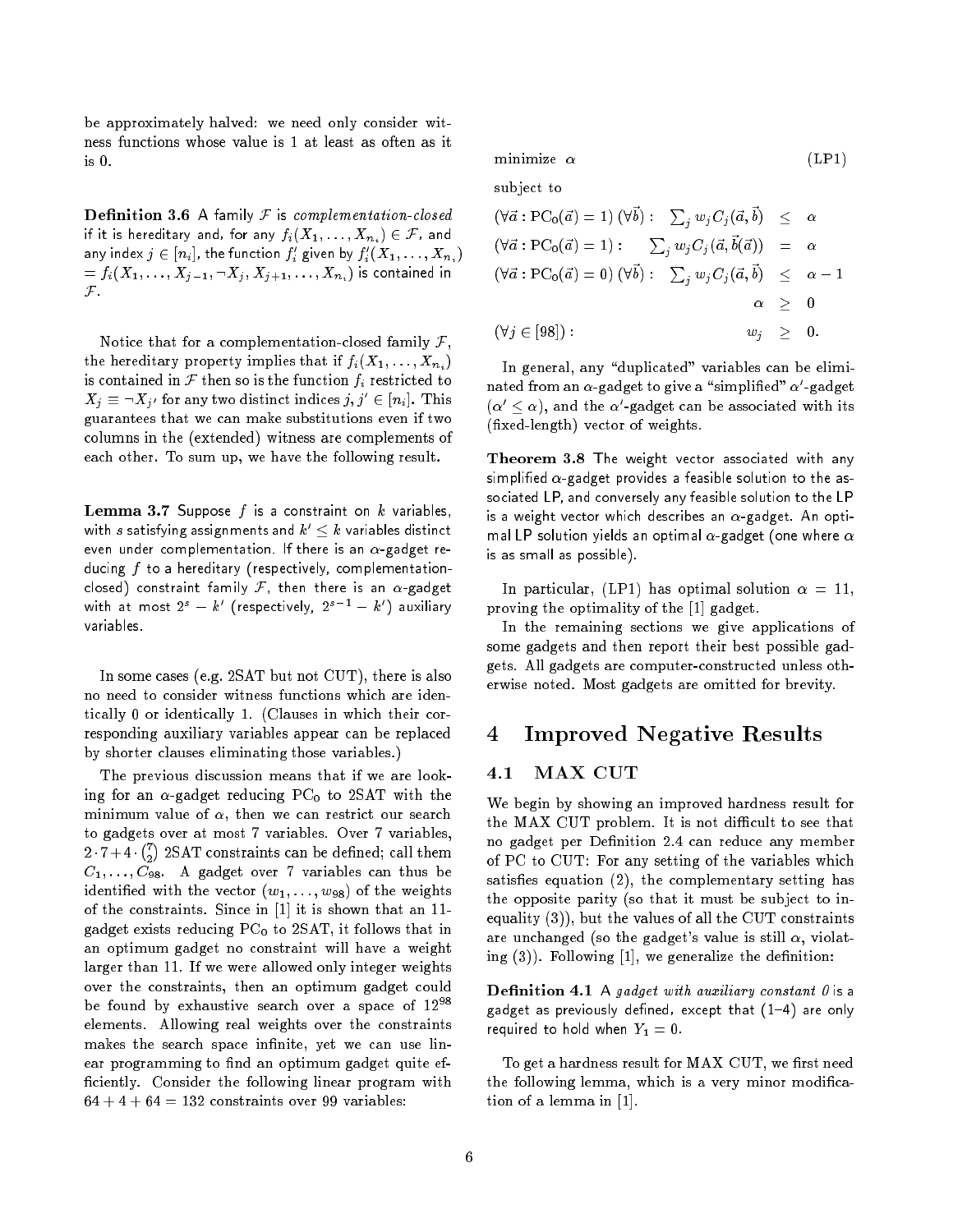be approximately halved: we need only consider witness functions whose value is 1 at least as often as it is 0.

**Definition 3.6** A family $\mathcal{F}$ is *complementation-closed* if it is hereditary and, for any $f_i(X_1, \ldots, X_{n_i}) \in \mathcal{F}$, and any index $j \in [n_i]$, the function $f_i'$ given by $f_i'(X_1, \ldots, X_{n_i}) = f_i(X_1, \ldots, X_{j-1}, \neg X_j, X_{j+1}, \ldots, X_{n_i})$ is contained in $\mathcal{F}$.

Notice that for a complementation-closed family $\mathcal{F}$, the hereditary property implies that if $f_i(X_1, \ldots, X_{n_i})$ is contained in $\mathcal{F}$ then so is the function $f_i$ restricted to $X_j \equiv \neg X_{j'}$ for any two distinct indices $j, j' \in [n_i]$. This guarantees that we can make substitutions even if two columns in the (extended) witness are complements of each other. To sum up, we have the following result.

**Lemma 3.7** Suppose $f$ is a constraint on $k$ variables, with $s$ satisfying assignments and $k' \leq k$ variables distinct even under complementation. If there is an $\alpha$-gadget reducing $f$ to a hereditary (respectively, complementation-closed) constraint family $\mathcal{F}$, then there is an $\alpha$-gadget with at most $2^s - k'$ (respectively, $2^{s-1} - k'$) auxiliary variables.

In some cases (e.g. 2SAT but not CUT), there is also no need to consider witness functions which are identically 0 or identically 1. (Clauses in which their corresponding auxiliary variables appear can be replaced by shorter clauses eliminating those variables.)

The previous discussion means that if we are looking for an $\alpha$-gadget reducing $\mathrm{PC}_0$ to 2SAT with the minimum value of $\alpha$, then we can restrict our search to gadgets over at most 7 variables. Over 7 variables, $2 \cdot 7 + 4 \cdot \binom{7}{2}$ 2SAT constraints can be defined; call them $C_1, \ldots, C_{98}$. A gadget over 7 variables can thus be identified with the vector $(w_1, \ldots, w_{98})$ of the weights of the constraints. Since in [1] it is shown that an 11-gadget exists reducing $\mathrm{PC}_0$ to 2SAT, it follows that in an optimum gadget no constraint will have a weight larger than 11. If we were allowed only integer weights over the constraints, then an optimum gadget could be found by exhaustive search over a space of $12^{98}$ elements. Allowing real weights over the constraints makes the search space infinite, yet we can use linear programming to find an optimum gadget quite efficiently. Consider the following linear program with $64 + 4 + 64 = 132$ constraints over 99 variables:

$$
\begin{array}{llrcl}
\text{minimize } \alpha & & & & \text{(LP1)} \\
\text{subject to} & & & & \\
(\forall \vec{a} : \mathrm{PC}_0(\vec{a}) = 1)\ (\forall \vec{b}) : & \sum_j w_j C_j(\vec{a}, \vec{b}) & \leq & \alpha & \\
(\forall \vec{a} : \mathrm{PC}_0(\vec{a}) = 1) : & \sum_j w_j C_j(\vec{a}, \vec{b}(\vec{a})) & = & \alpha & \\
(\forall \vec{a} : \mathrm{PC}_0(\vec{a}) = 0)\ (\forall \vec{b}) : & \sum_j w_j C_j(\vec{a}, \vec{b}) & \leq & \alpha - 1 & \\
 & \alpha & \geq & 0 & \\
(\forall j \in [98]) : & w_j & \geq & 0. &
\end{array}
$$

In general, any "duplicated" variables can be eliminated from an $\alpha$-gadget to give a "simplified" $\alpha'$-gadget ($\alpha' \leq \alpha$), and the $\alpha'$-gadget can be associated with its (fixed-length) vector of weights.

**Theorem 3.8** The weight vector associated with any simplified $\alpha$-gadget provides a feasible solution to the associated LP, and conversely any feasible solution to the LP is a weight vector which describes an $\alpha$-gadget. An optimal LP solution yields an optimal $\alpha$-gadget (one where $\alpha$ is as small as possible).

In particular, (LP1) has optimal solution $\alpha = 11$, proving the optimality of the [1] gadget.

In the remaining sections we give applications of some gadgets and then report their best possible gadgets. All gadgets are computer-constructed unless otherwise noted. Most gadgets are omitted for brevity.

# 4 Improved Negative Results

## 4.1 MAX CUT

We begin by showing an improved hardness result for the MAX CUT problem. It is not difficult to see that no gadget per Definition 2.4 can reduce any member of PC to CUT: For any setting of the variables which satisfies equation (2), the complementary setting has the opposite parity (so that it must be subject to inequality (3)), but the values of all the CUT constraints are unchanged (so the gadget's value is still $\alpha$, violating (3)). Following [1], we generalize the definition:

**Definition 4.1** A *gadget with auxiliary constant 0* is a gadget as previously defined, except that (1–4) are only required to hold when $Y_1 = 0$.

To get a hardness result for MAX CUT, we first need the following lemma, which is a very minor modification of a lemma in [1].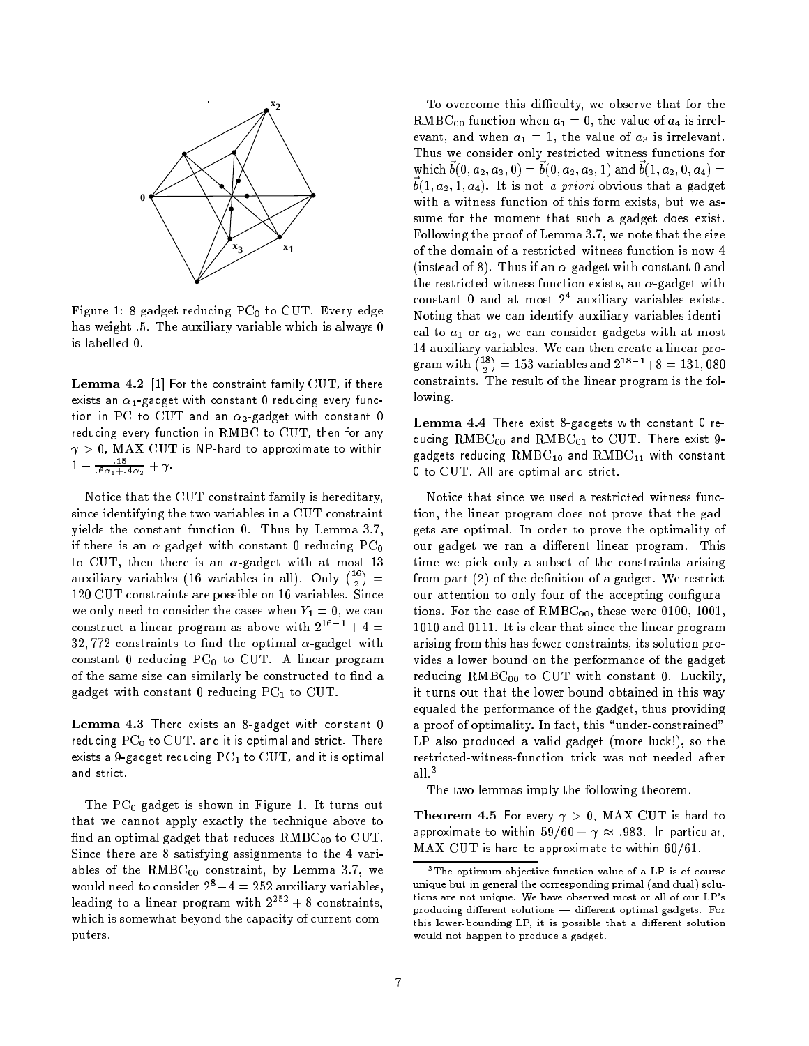Figure 1: 8-gadget reducing $PC_0$ to CUT. Every edge has weight .5. The auxiliary variable which is always 0 is labelled 0.

**Lemma 4.2** [1] For the constraint family CUT, if there exists an $\alpha_1$-gadget with constant 0 reducing every function in PC to CUT and an $\alpha_2$-gadget with constant 0 reducing every function in RMBC to CUT, then for any $\gamma > 0$, MAX CUT is NP-hard to approximate to within $1 - \frac{.15}{.6\alpha_1 + .4\alpha_2} + \gamma$.

Notice that the CUT constraint family is hereditary, since identifying the two variables in a CUT constraint yields the constant function 0. Thus by Lemma 3.7, if there is an $\alpha$-gadget with constant 0 reducing $PC_0$ to CUT, then there is an $\alpha$-gadget with at most 13 auxiliary variables (16 variables in all). Only $\binom{16}{2} = 120$ CUT constraints are possible on 16 variables. Since we only need to consider the cases when $Y_1 = 0$, we can construct a linear program as above with $2^{16-1} + 4 = 32,772$ constraints to find the optimal $\alpha$-gadget with constant 0 reducing $PC_0$ to CUT. A linear program of the same size can similarly be constructed to find a gadget with constant 0 reducing $PC_1$ to CUT.

**Lemma 4.3** There exists an 8-gadget with constant 0 reducing $PC_0$ to CUT, and it is optimal and strict. There exists a 9-gadget reducing $PC_1$ to CUT, and it is optimal and strict.

The $PC_0$ gadget is shown in Figure 1. It turns out that we cannot apply exactly the technique above to find an optimal gadget that reduces $RMBC_{00}$ to CUT. Since there are 8 satisfying assignments to the 4 variables of the $RMBC_{00}$ constraint, by Lemma 3.7, we would need to consider $2^8 - 4 = 252$ auxiliary variables, leading to a linear program with $2^{252} + 8$ constraints, which is somewhat beyond the capacity of current computers.

To overcome this difficulty, we observe that for the $RMBC_{00}$ function when $a_1 = 0$, the value of $a_4$ is irrelevant, and when $a_1 = 1$, the value of $a_3$ is irrelevant. Thus we consider only restricted witness functions for which $\vec{b}(0, a_2, a_3, 0) = \vec{b}(0, a_2, a_3, 1)$ and $\vec{b}(1, a_2, 0, a_4) = \vec{b}(1, a_2, 1, a_4)$. It is not *a priori* obvious that a gadget with a witness function of this form exists, but we assume for the moment that such a gadget does exist. Following the proof of Lemma 3.7, we note that the size of the domain of a restricted witness function is now 4 (instead of 8). Thus if an $\alpha$-gadget with constant 0 and the restricted witness function exists, an $\alpha$-gadget with constant 0 and at most $2^4$ auxiliary variables exists. Noting that we can identify auxiliary variables identical to $a_1$ or $a_2$, we can consider gadgets with at most 14 auxiliary variables. We can then create a linear program with $\binom{18}{2} = 153$ variables and $2^{18-1} + 8 = 131,080$ constraints. The result of the linear program is the following.

**Lemma 4.4** There exist 8-gadgets with constant 0 reducing $RMBC_{00}$ and $RMBC_{01}$ to CUT. There exist 9-gadgets reducing $RMBC_{10}$ and $RMBC_{11}$ with constant 0 to CUT. All are optimal and strict.

Notice that since we used a restricted witness function, the linear program does not prove that the gadgets are optimal. In order to prove the optimality of our gadget we ran a different linear program. This time we pick only a subset of the constraints arising from part (2) of the definition of a gadget. We restrict our attention to only four of the accepting configurations. For the case of $RMBC_{00}$, these were 0100, 1001, 1010 and 0111. It is clear that since the linear program arising from this has fewer constraints, its solution provides a lower bound on the performance of the gadget reducing $RMBC_{00}$ to CUT with constant 0. Luckily, it turns out that the lower bound obtained in this way equaled the performance of the gadget, thus providing a proof of optimality. In fact, this "under-constrained" LP also produced a valid gadget (more luck!), so the restricted-witness-function trick was not needed after all.[3]

The two lemmas imply the following theorem.

**Theorem 4.5** For every $\gamma > 0$, MAX CUT is hard to approximate to within $59/60 + \gamma \approx .983$. In particular, MAX CUT is hard to approximate to within $60/61$.

[3] The optimum objective function value of a LP is of course unique but in general the corresponding primal (and dual) solutions are not unique. We have observed most or all of our LP's producing different solutions — different optimal gadgets. For this lower-bounding LP, it is possible that a different solution would not happen to produce a gadget.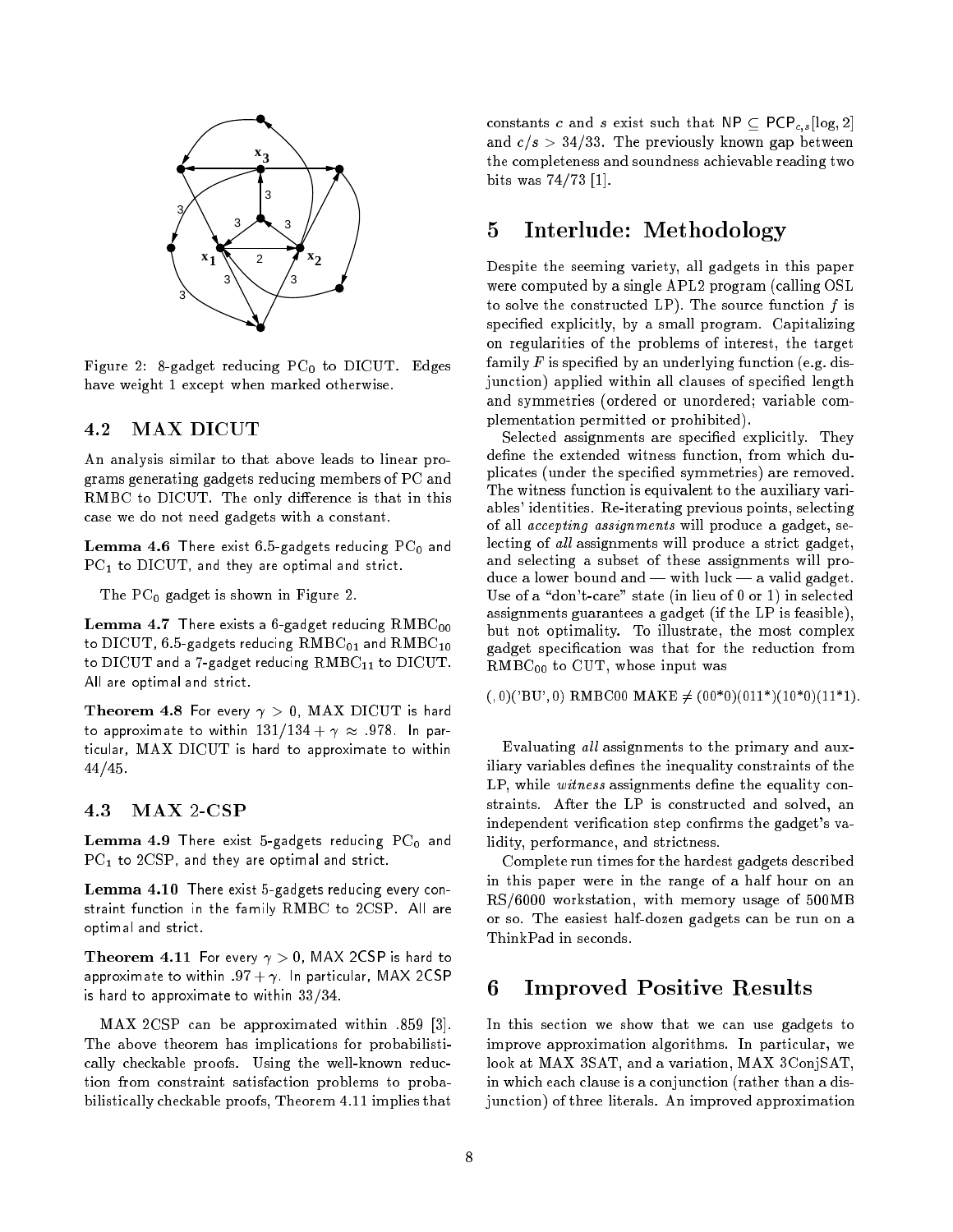Figure 2: 8-gadget reducing $PC_0$ to DICUT. Edges have weight 1 except when marked otherwise.

### 4.2 MAX DICUT

An analysis similar to that above leads to linear programs generating gadgets reducing members of PC and RMBC to DICUT. The only difference is that in this case we do not need gadgets with a constant.

**Lemma 4.6** There exist 6.5-gadgets reducing $PC_0$ and $PC_1$ to DICUT, and they are optimal and strict.

The $PC_0$ gadget is shown in Figure 2.

**Lemma 4.7** There exists a 6-gadget reducing $RMBC_{00}$ to DICUT, 6.5-gadgets reducing $RMBC_{01}$ and $RMBC_{10}$ to DICUT and a 7-gadget reducing $RMBC_{11}$ to DICUT. All are optimal and strict.

**Theorem 4.8** For every $\gamma > 0$, MAX DICUT is hard to approximate to within $131/134 + \gamma \approx .978$. In particular, MAX DICUT is hard to approximate to within 44/45.

### 4.3 MAX 2-CSP

**Lemma 4.9** There exist 5-gadgets reducing $PC_0$ and $PC_1$ to 2CSP, and they are optimal and strict.

**Lemma 4.10** There exist 5-gadgets reducing every constraint function in the family RMBC to 2CSP. All are optimal and strict.

**Theorem 4.11** For every $\gamma > 0$, MAX 2CSP is hard to approximate to within $.97 + \gamma$. In particular, MAX 2CSP is hard to approximate to within 33/34.

MAX 2CSP can be approximated within .859 [3]. The above theorem has implications for probabilistically checkable proofs. Using the well-known reduction from constraint satisfaction problems to probabilistically checkable proofs, Theorem 4.11 implies that constants $c$ and $s$ exist such that $\mathsf{NP} \subseteq \mathsf{PCP}_{c,s}[\log, 2]$ and $c/s > 34/33$. The previously known gap between the completeness and soundness achievable reading two bits was 74/73 [1].

## 5 Interlude: Methodology

Despite the seeming variety, all gadgets in this paper were computed by a single APL2 program (calling OSL to solve the constructed LP). The source function $f$ is specified explicitly, by a small program. Capitalizing on regularities of the problems of interest, the target family $F$ is specified by an underlying function (e.g. disjunction) applied within all clauses of specified length and symmetries (ordered or unordered; variable complementation permitted or prohibited).

Selected assignments are specified explicitly. They define the extended witness function, from which duplicates (under the specified symmetries) are removed. The witness function is equivalent to the auxiliary variables' identities. Re-iterating previous points, selecting of all *accepting assignments* will produce a gadget, selecting of *all* assignments will produce a strict gadget, and selecting a subset of these assignments will produce a lower bound and — with luck — a valid gadget. Use of a "don't-care" state (in lieu of 0 or 1) in selected assignments guarantees a gadget (if the LP is feasible), but not optimality. To illustrate, the most complex gadget specification was that for the reduction from $RMBC_{00}$ to CUT, whose input was

(,0)('BU',0) RMBC00 MAKE ≠ (00*0)(011*)(10*0)(11*1).

Evaluating *all* assignments to the primary and auxiliary variables defines the inequality constraints of the LP, while *witness* assignments define the equality constraints. After the LP is constructed and solved, an independent verification step confirms the gadget's validity, performance, and strictness.

Complete run times for the hardest gadgets described in this paper were in the range of a half hour on an RS/6000 workstation, with memory usage of 500MB or so. The easiest half-dozen gadgets can be run on a ThinkPad in seconds.

## 6 Improved Positive Results

In this section we show that we can use gadgets to improve approximation algorithms. In particular, we look at MAX 3SAT, and a variation, MAX 3ConjSAT, in which each clause is a conjunction (rather than a disjunction) of three literals. An improved approximation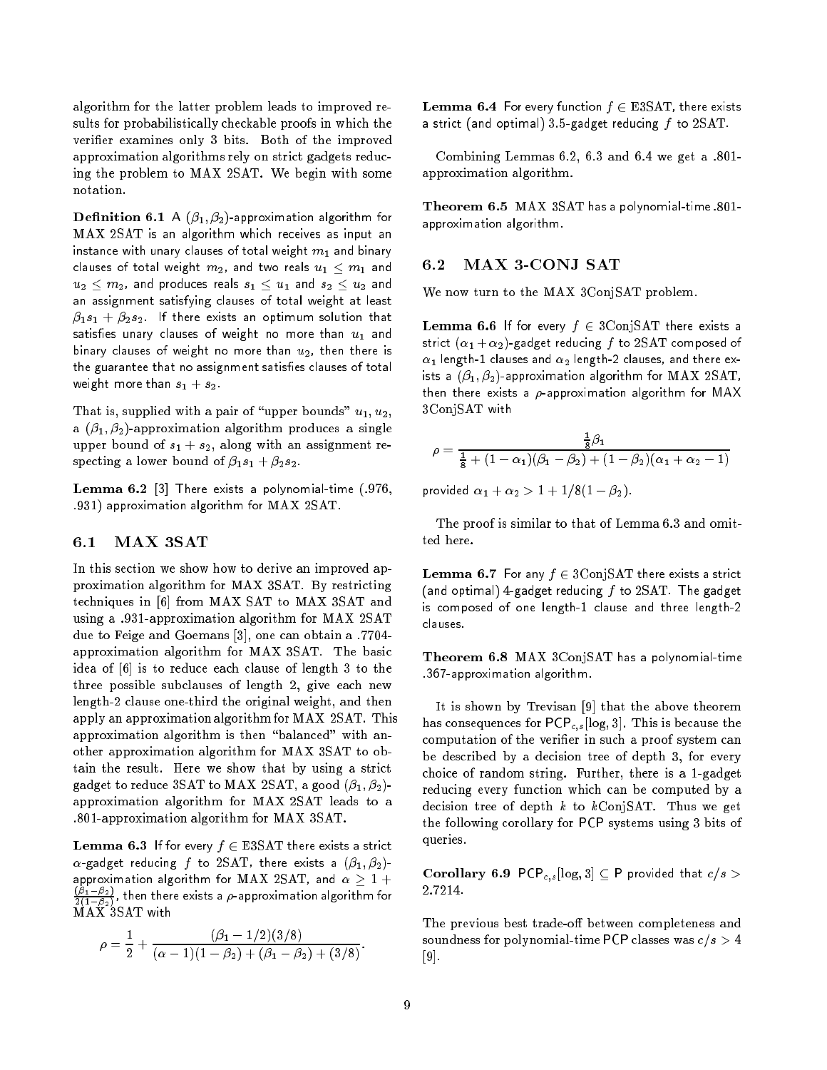algorithm for the latter problem leads to improved results for probabilistically checkable proofs in which the verifier examines only 3 bits. Both of the improved approximation algorithms rely on strict gadgets reducing the problem to MAX 2SAT. We begin with some notation.

**Definition 6.1** A $(\beta_1, \beta_2)$-approximation algorithm for MAX 2SAT is an algorithm which receives as input an instance with unary clauses of total weight $m_1$ and binary clauses of total weight $m_2$, and two reals $u_1 \leq m_1$ and $u_2 \leq m_2$, and produces reals $s_1 \leq u_1$ and $s_2 \leq u_2$ and an assignment satisfying clauses of total weight at least $\beta_1 s_1 + \beta_2 s_2$. If there exists an optimum solution that satisfies unary clauses of weight no more than $u_1$ and binary clauses of weight no more than $u_2$, then there is the guarantee that no assignment satisfies clauses of total weight more than $s_1 + s_2$.

That is, supplied with a pair of "upper bounds" $u_1, u_2$, a $(\beta_1, \beta_2)$-approximation algorithm produces a single upper bound of $s_1 + s_2$, along with an assignment respecting a lower bound of $\beta_1 s_1 + \beta_2 s_2$.

**Lemma 6.2** [3] There exists a polynomial-time (.976, .931) approximation algorithm for MAX 2SAT.

## 6.1 MAX 3SAT

In this section we show how to derive an improved approximation algorithm for MAX 3SAT. By restricting techniques in [6] from MAX SAT to MAX 3SAT and using a .931-approximation algorithm for MAX 2SAT due to Feige and Goemans [3], one can obtain a .7704-approximation algorithm for MAX 3SAT. The basic idea of [6] is to reduce each clause of length 3 to the three possible subclauses of length 2, give each new length-2 clause one-third the original weight, and then apply an approximation algorithm for MAX 2SAT. This approximation algorithm is then "balanced" with another approximation algorithm for MAX 3SAT to obtain the result. Here we show that by using a strict gadget to reduce 3SAT to MAX 2SAT, a good $(\beta_1, \beta_2)$-approximation algorithm for MAX 2SAT leads to a .801-approximation algorithm for MAX 3SAT.

**Lemma 6.3** If for every $f \in$ E3SAT there exists a strict $\alpha$-gadget reducing $f$ to 2SAT, there exists a $(\beta_1, \beta_2)$-approximation algorithm for MAX 2SAT, and $\alpha \geq 1 + \frac{(\beta_1 - \beta_2)}{2(1-\beta_2)}$, then there exists a $\rho$-approximation algorithm for MAX 3SAT with

$$\rho = \frac{1}{2} + \frac{(\beta_1 - 1/2)(3/8)}{(\alpha - 1)(1 - \beta_2) + (\beta_1 - \beta_2) + (3/8)}.$$

**Lemma 6.4** For every function $f \in$ E3SAT, there exists a strict (and optimal) 3.5-gadget reducing $f$ to 2SAT.

Combining Lemmas 6.2, 6.3 and 6.4 we get a .801-approximation algorithm.

**Theorem 6.5** MAX 3SAT has a polynomial-time .801-approximation algorithm.

## 6.2 MAX 3-CONJ SAT

We now turn to the MAX 3ConjSAT problem.

**Lemma 6.6** If for every $f \in$ 3ConjSAT there exists a strict $(\alpha_1 + \alpha_2)$-gadget reducing $f$ to 2SAT composed of $\alpha_1$ length-1 clauses and $\alpha_2$ length-2 clauses, and there exists a $(\beta_1, \beta_2)$-approximation algorithm for MAX 2SAT, then there exists a $\rho$-approximation algorithm for MAX 3ConjSAT with

$$\rho = \frac{\frac{1}{8}\beta_1}{\frac{1}{8} + (1 - \alpha_1)(\beta_1 - \beta_2) + (1 - \beta_2)(\alpha_1 + \alpha_2 - 1)}$$

provided $\alpha_1 + \alpha_2 > 1 + 1/8(1 - \beta_2)$.

The proof is similar to that of Lemma 6.3 and omitted here.

**Lemma 6.7** For any $f \in$ 3ConjSAT there exists a strict (and optimal) 4-gadget reducing $f$ to 2SAT. The gadget is composed of one length-1 clause and three length-2 clauses.

**Theorem 6.8** MAX 3ConjSAT has a polynomial-time .367-approximation algorithm.

It is shown by Trevisan [9] that the above theorem has consequences for $\mathsf{PCP}_{c,s}[\log, 3]$. This is because the computation of the verifier in such a proof system can be described by a decision tree of depth 3, for every choice of random string. Further, there is a 1-gadget reducing every function which can be computed by a decision tree of depth $k$ to $k$ConjSAT. Thus we get the following corollary for PCP systems using 3 bits of queries.

**Corollary 6.9** $\mathsf{PCP}_{c,s}[\log, 3] \subseteq \mathsf{P}$ provided that $c/s > 2.7214$.

The previous best trade-off between completeness and soundness for polynomial-time PCP classes was $c/s > 4$ [9].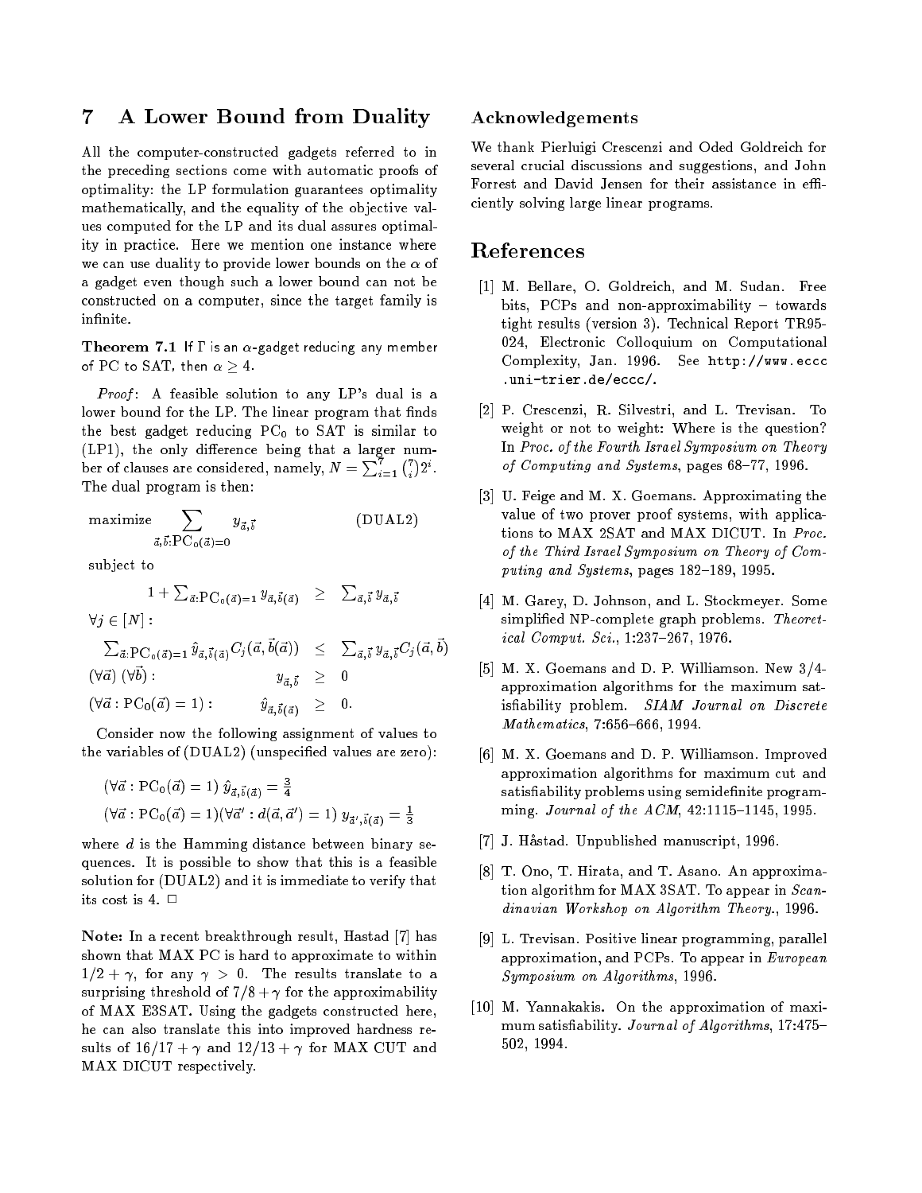## 7 A Lower Bound from Duality

All the computer-constructed gadgets referred to in the preceding sections come with automatic proofs of optimality: the LP formulation guarantees optimality mathematically, and the equality of the objective values computed for the LP and its dual assures optimality in practice. Here we mention one instance where we can use duality to provide lower bounds on the $\alpha$ of a gadget even though such a lower bound can not be constructed on a computer, since the target family is infinite.

**Theorem 7.1** If $\Gamma$ is an $\alpha$-gadget reducing any member of PC to SAT, then $\alpha \geq 4$.

*Proof*: A feasible solution to any LP's dual is a lower bound for the LP. The linear program that finds the best gadget reducing $\mathrm{PC}_0$ to SAT is similar to (LP1), the only difference being that a larger number of clauses are considered, namely, $N = \sum_{i=1}^{7} \binom{7}{i} 2^i$. The dual program is then:

$$\text{maximize} \sum_{\vec{a},\vec{b}:\mathrm{PC}_0(\vec{a})=0} y_{\vec{a},\vec{b}} \qquad \text{(DUAL2)}$$

subject to

$$1 + \sum_{\vec{a}:\mathrm{PC}_0(\vec{a})=1} y_{\vec{a},\vec{b}(\vec{a})} \geq \sum_{\vec{a},\vec{b}} y_{\vec{a},\vec{b}}$$

$\forall j \in [N]$ :

$$\sum_{\vec{a}:\mathrm{PC}_0(\vec{a})=1} \hat{y}_{\vec{a},\vec{b}(\vec{a})} C_j(\vec{a}, \vec{b}(\vec{a})) \leq \sum_{\vec{a},\vec{b}} y_{\vec{a},\vec{b}} C_j(\vec{a}, \vec{b})$$

$$(\forall \vec{a})\ (\forall \vec{b}): \qquad y_{\vec{a},\vec{b}} \geq 0$$

$$(\forall \vec{a} : \mathrm{PC}_0(\vec{a}) = 1): \qquad \hat{y}_{\vec{a},\vec{b}(\vec{a})} \geq 0.$$

Consider now the following assignment of values to the variables of (DUAL2) (unspecified values are zero):

$$(\forall \vec{a} : \mathrm{PC}_0(\vec{a}) = 1)\ \hat{y}_{\vec{a},\vec{b}(\vec{a})} = \tfrac{3}{4}$$

$$(\forall \vec{a} : \mathrm{PC}_0(\vec{a}) = 1)(\forall \vec{a}' : d(\vec{a}, \vec{a}') = 1)\ y_{\vec{a}',\vec{b}(\vec{a})} = \tfrac{1}{3}$$

where $d$ is the Hamming distance between binary sequences. It is possible to show that this is a feasible solution for (DUAL2) and it is immediate to verify that its cost is 4. □

**Note:** In a recent breakthrough result, Hastad [7] has shown that MAX PC is hard to approximate to within $1/2 + \gamma$, for any $\gamma > 0$. The results translate to a surprising threshold of $7/8 + \gamma$ for the approximability of MAX E3SAT. Using the gadgets constructed here, he can also translate this into improved hardness results of $16/17 + \gamma$ and $12/13 + \gamma$ for MAX CUT and MAX DICUT respectively.

### Acknowledgements

We thank Pierluigi Crescenzi and Oded Goldreich for several crucial discussions and suggestions, and John Forrest and David Jensen for their assistance in efficiently solving large linear programs.

## References

[1] M. Bellare, O. Goldreich, and M. Sudan. Free bits, PCPs and non-approximability – towards tight results (version 3). Technical Report TR95-024, Electronic Colloquium on Computational Complexity, Jan. 1996. See `http://www.eccc.uni-trier.de/eccc/`.

[2] P. Crescenzi, R. Silvestri, and L. Trevisan. To weight or not to weight: Where is the question? In *Proc. of the Fourth Israel Symposium on Theory of Computing and Systems*, pages 68–77, 1996.

[3] U. Feige and M. X. Goemans. Approximating the value of two prover proof systems, with applications to MAX 2SAT and MAX DICUT. In *Proc. of the Third Israel Symposium on Theory of Computing and Systems*, pages 182–189, 1995.

[4] M. Garey, D. Johnson, and L. Stockmeyer. Some simplified NP-complete graph problems. *Theoretical Comput. Sci.*, 1:237–267, 1976.

[5] M. X. Goemans and D. P. Williamson. New 3/4-approximation algorithms for the maximum satisfiability problem. *SIAM Journal on Discrete Mathematics*, 7:656–666, 1994.

[6] M. X. Goemans and D. P. Williamson. Improved approximation algorithms for maximum cut and satisfiability problems using semidefinite programming. *Journal of the ACM*, 42:1115–1145, 1995.

[7] J. Håstad. Unpublished manuscript, 1996.

[8] T. Ono, T. Hirata, and T. Asano. An approximation algorithm for MAX 3SAT. To appear in *Scandinavian Workshop on Algorithm Theory.*, 1996.

[9] L. Trevisan. Positive linear programming, parallel approximation, and PCPs. To appear in *European Symposium on Algorithms*, 1996.

[10] M. Yannakakis. On the approximation of maximum satisfiability. *Journal of Algorithms*, 17:475–502, 1994.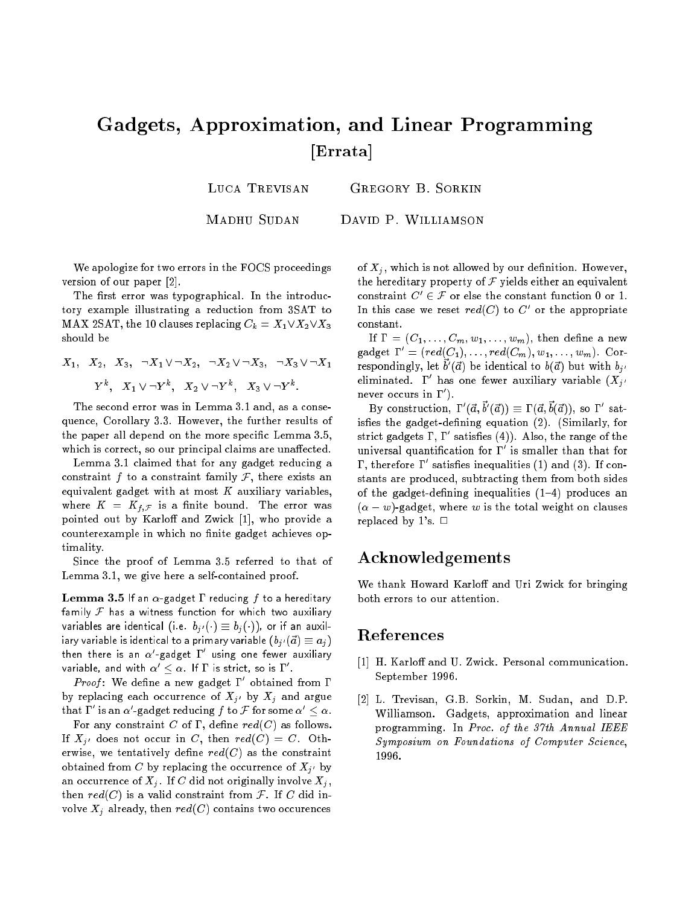# Gadgets, Approximation, and Linear Programming

## [Errata]

Luca Trevisan — Gregory B. Sorkin

Madhu Sudan — David P. Williamson

We apologize for two errors in the FOCS proceedings version of our paper [2].

The first error was typographical. In the introductory example illustrating a reduction from 3SAT to MAX 2SAT, the 10 clauses replacing $C_k = X_1 \vee X_2 \vee X_3$ should be

$$X_1,\ \ X_2,\ \ X_3,\ \ \neg X_1 \vee \neg X_2,\ \ \neg X_2 \vee \neg X_3,\ \ \neg X_3 \vee \neg X_1$$

$$Y^k,\ \ X_1 \vee \neg Y^k,\ \ X_2 \vee \neg Y^k,\ \ X_3 \vee \neg Y^k.$$

The second error was in Lemma 3.1 and, as a consequence, Corollary 3.3. However, the further results of the paper all depend on the more specific Lemma 3.5, which is correct, so our principal claims are unaffected.

Lemma 3.1 claimed that for any gadget reducing a constraint $f$ to a constraint family $\mathcal{F}$, there exists an equivalent gadget with at most $K$ auxiliary variables, where $K = K_{f,\mathcal{F}}$ is a finite bound. The error was pointed out by Karloff and Zwick [1], who provide a counterexample in which no finite gadget achieves optimality.

Since the proof of Lemma 3.5 referred to that of Lemma 3.1, we give here a self-contained proof.

**Lemma 3.5** If an $\alpha$-gadget $\Gamma$ reducing $f$ to a hereditary family $\mathcal{F}$ has a witness function for which two auxiliary variables are identical (i.e. $b_{j'}(\cdot) \equiv b_j(\cdot)$), or if an auxiliary variable is identical to a primary variable ($b_{j'}(\vec{a}) \equiv a_j$) then there is an $\alpha'$-gadget $\Gamma'$ using one fewer auxiliary variable, and with $\alpha' \leq \alpha$. If $\Gamma$ is strict, so is $\Gamma'$.

*Proof*: We define a new gadget $\Gamma'$ obtained from $\Gamma$ by replacing each occurrence of $X_{j'}$ by $X_j$ and argue that $\Gamma'$ is an $\alpha'$-gadget reducing $f$ to $\mathcal{F}$ for some $\alpha' \leq \alpha$.

For any constraint $C$ of $\Gamma$, define $red(C)$ as follows. If $X_{j'}$ does not occur in $C$, then $red(C) = C$. Otherwise, we tentatively define $red(C)$ as the constraint obtained from $C$ by replacing the occurrence of $X_{j'}$ by an occurrence of $X_j$. If $C$ did not originally involve $X_j$, then $red(C)$ is a valid constraint from $\mathcal{F}$. If $C$ did involve $X_j$ already, then $red(C)$ contains two occurences of $X_j$, which is not allowed by our definition. However, the hereditary property of $\mathcal{F}$ yields either an equivalent constraint $C' \in \mathcal{F}$ or else the constant function 0 or 1. In this case we reset $red(C)$ to $C'$ or the appropriate constant.

If $\Gamma = (C_1, \ldots, C_m, w_1, \ldots, w_m)$, then define a new gadget $\Gamma' = (red(C_1), \ldots, red(C_m), w_1, \ldots, w_m)$. Correspondingly, let $\vec{b}'(\vec{a})$ be identical to $b(\vec{a})$ but with $b_{j'}$ eliminated. $\Gamma'$ has one fewer auxiliary variable ($X_{j'}$ never occurs in $\Gamma'$).

By construction, $\Gamma'(\vec{a}, \vec{b}'(\vec{a})) \equiv \Gamma(\vec{a}, \vec{b}(\vec{a}))$, so $\Gamma'$ satisfies the gadget-defining equation (2). (Similarly, for strict gadgets $\Gamma$, $\Gamma'$ satisfies (4)). Also, the range of the universal quantification for $\Gamma'$ is smaller than that for $\Gamma$, therefore $\Gamma'$ satisfies inequalities (1) and (3). If constants are produced, subtracting them from both sides of the gadget-defining inequalities (1–4) produces an $(\alpha - w)$-gadget, where $w$ is the total weight on clauses replaced by 1's. $\Box$

## Acknowledgements

We thank Howard Karloff and Uri Zwick for bringing both errors to our attention.

## References

[1] H. Karloff and U. Zwick. Personal communication. September 1996.

[2] L. Trevisan, G.B. Sorkin, M. Sudan, and D.P. Williamson. Gadgets, approximation and linear programming. In *Proc. of the 37th Annual IEEE Symposium on Foundations of Computer Science*, 1996.